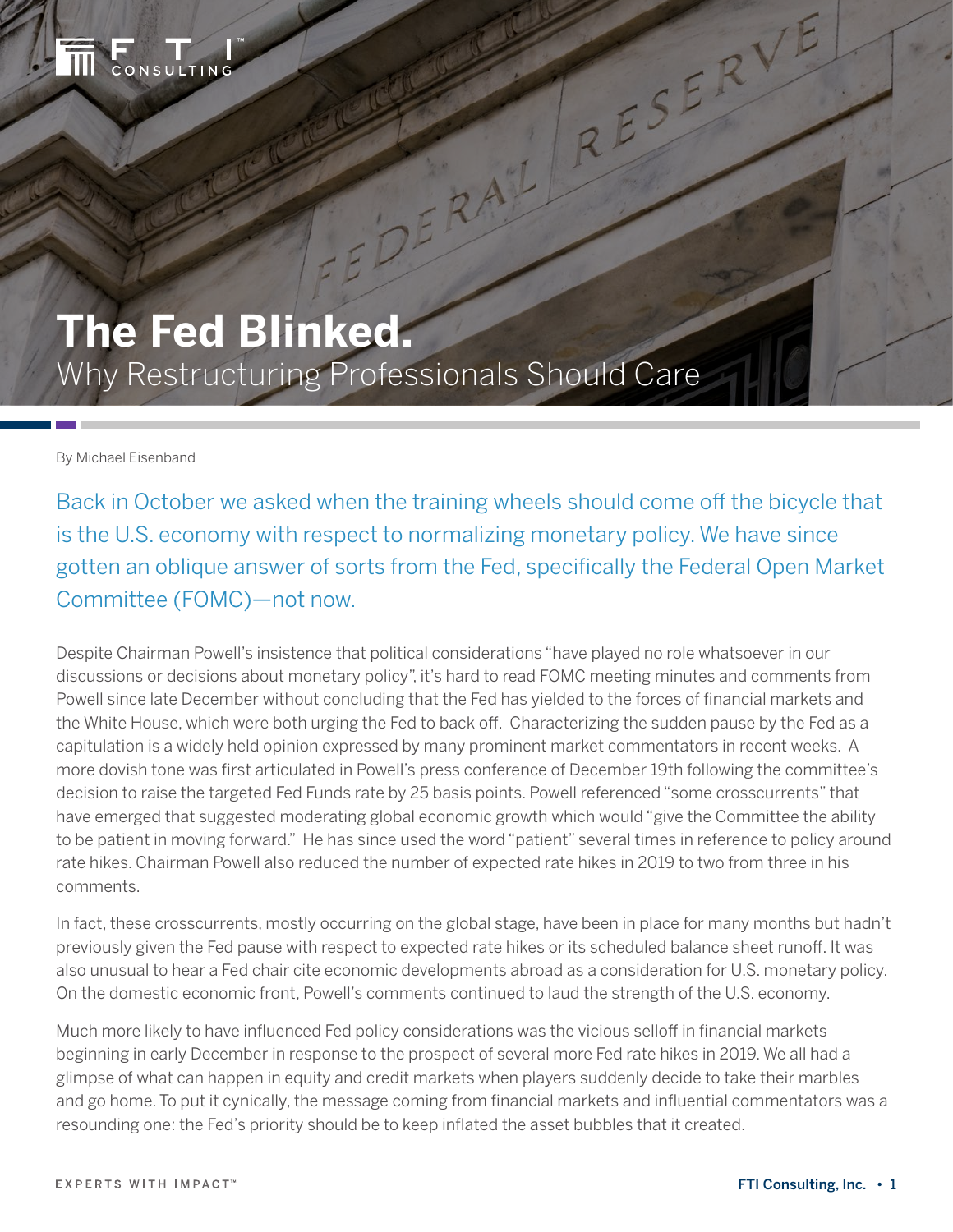# The Fed Blinked.

## Why Restructuring Professionals Should Care

By Michael Eisenband

Back in October we asked when the training wheels should come off the bicycle that is the U.S. economy with respect to normalizing monetary policy. We have since gotten an oblique answer of sorts from the Fed, specifically the Federal Open Market Committee (FOMC)—not now.

Despite Chairman Powell's insistence that political considerations "have played no role whatsoever in our discussions or decisions about monetary policy", it's hard to read FOMC meeting minutes and comments from Powell since late December without concluding that the Fed has yielded to the forces of financial markets and the White House, which were both urging the Fed to back off. Characterizing the sudden pause by the Fed as a capitulation is a widely held opinion expressed by many prominent market commentators in recent weeks. A more dovish tone was first articulated in Powell's press conference of December 19th following the committee's decision to raise the targeted Fed Funds rate by 25 basis points. Powell referenced "some crosscurrents" that have emerged that suggested moderating global economic growth which would "give the Committee the ability to be patient in moving forward." He has since used the word "patient" several times in reference to policy around rate hikes. Chairman Powell also reduced the number of expected rate hikes in 2019 to two from three in his comments.

In fact, these crosscurrents, mostly occurring on the global stage, have been in place for many months but hadn't previously given the Fed pause with respect to expected rate hikes or its scheduled balance sheet runoff. It was also unusual to hear a Fed chair cite economic developments abroad as a consideration for U.S. monetary policy. On the domestic economic front, Powell's comments continued to laud the strength of the U.S. economy.

Much more likely to have influenced Fed policy considerations was the vicious selloff in financial markets beginning in early December in response to the prospect of several more Fed rate hikes in 2019. We all had a glimpse of what can happen in equity and credit markets when players suddenly decide to take their marbles and go home. To put it cynically, the message coming from financial markets and influential commentators was a resounding one: the Fed's priority should be to keep inflated the asset bubbles that it created.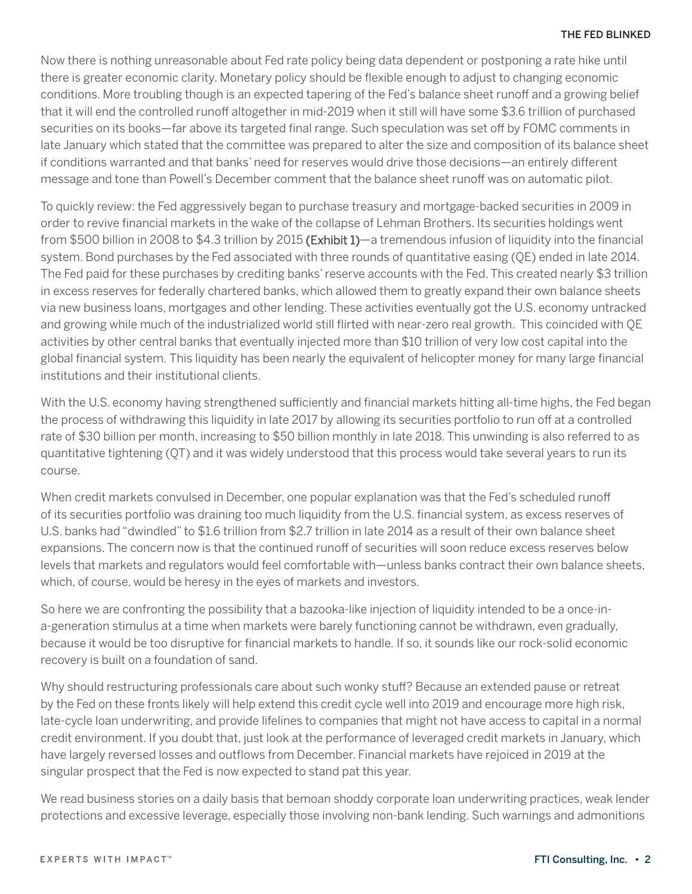Now there is nothing unreasonable about Fed rate policy being data dependent or postponing a rate hike until there is greater economic clarity. Monetary policy should be flexible enough to adjust to changing economic conditions. More troubling though is an expected tapering of the Fed's balance sheet runoff and a growing belief that it will end the controlled runoff altogether in mid-2019 when it still will have some $3.6 trillion of purchased securities on its books—far above its targeted final range. Such speculation was set off by FOMC comments in late January which stated that the committee was prepared to alter the size and composition of its balance sheet if conditions warranted and that banks' need for reserves would drive those decisions—an entirely different message and tone than Powell's December comment that the balance sheet runoff was on automatic pilot.

To quickly review: the Fed aggressively began to purchase treasury and mortgage-backed securities in 2009 in order to revive financial markets in the wake of the collapse of Lehman Brothers. Its securities holdings went from $500 billion in 2008 to $4.3 trillion by 2015 **(Exhibit 1)**—a tremendous infusion of liquidity into the financial system. Bond purchases by the Fed associated with three rounds of quantitative easing (QE) ended in late 2014. The Fed paid for these purchases by crediting banks' reserve accounts with the Fed. This created nearly $3 trillion in excess reserves for federally chartered banks, which allowed them to greatly expand their own balance sheets via new business loans, mortgages and other lending. These activities eventually got the U.S. economy untracked and growing while much of the industrialized world still flirted with near-zero real growth. This coincided with QE activities by other central banks that eventually injected more than $10 trillion of very low cost capital into the global financial system. This liquidity has been nearly the equivalent of helicopter money for many large financial institutions and their institutional clients.

With the U.S. economy having strengthened sufficiently and financial markets hitting all-time highs, the Fed began the process of withdrawing this liquidity in late 2017 by allowing its securities portfolio to run off at a controlled rate of $30 billion per month, increasing to $50 billion monthly in late 2018. This unwinding is also referred to as quantitative tightening (QT) and it was widely understood that this process would take several years to run its course.

When credit markets convulsed in December, one popular explanation was that the Fed's scheduled runoff of its securities portfolio was draining too much liquidity from the U.S. financial system, as excess reserves of U.S. banks had "dwindled" to $1.6 trillion from $2.7 trillion in late 2014 as a result of their own balance sheet expansions. The concern now is that the continued runoff of securities will soon reduce excess reserves below levels that markets and regulators would feel comfortable with—unless banks contract their own balance sheets, which, of course, would be heresy in the eyes of markets and investors.

So here we are confronting the possibility that a bazooka-like injection of liquidity intended to be a once-in-a-generation stimulus at a time when markets were barely functioning cannot be withdrawn, even gradually, because it would be too disruptive for financial markets to handle. If so, it sounds like our rock-solid economic recovery is built on a foundation of sand.

Why should restructuring professionals care about such wonky stuff? Because an extended pause or retreat by the Fed on these fronts likely will help extend this credit cycle well into 2019 and encourage more high risk, late-cycle loan underwriting, and provide lifelines to companies that might not have access to capital in a normal credit environment. If you doubt that, just look at the performance of leveraged credit markets in January, which have largely reversed losses and outflows from December. Financial markets have rejoiced in 2019 at the singular prospect that the Fed is now expected to stand pat this year.

We read business stories on a daily basis that bemoan shoddy corporate loan underwriting practices, weak lender protections and excessive leverage, especially those involving non-bank lending. Such warnings and admonitions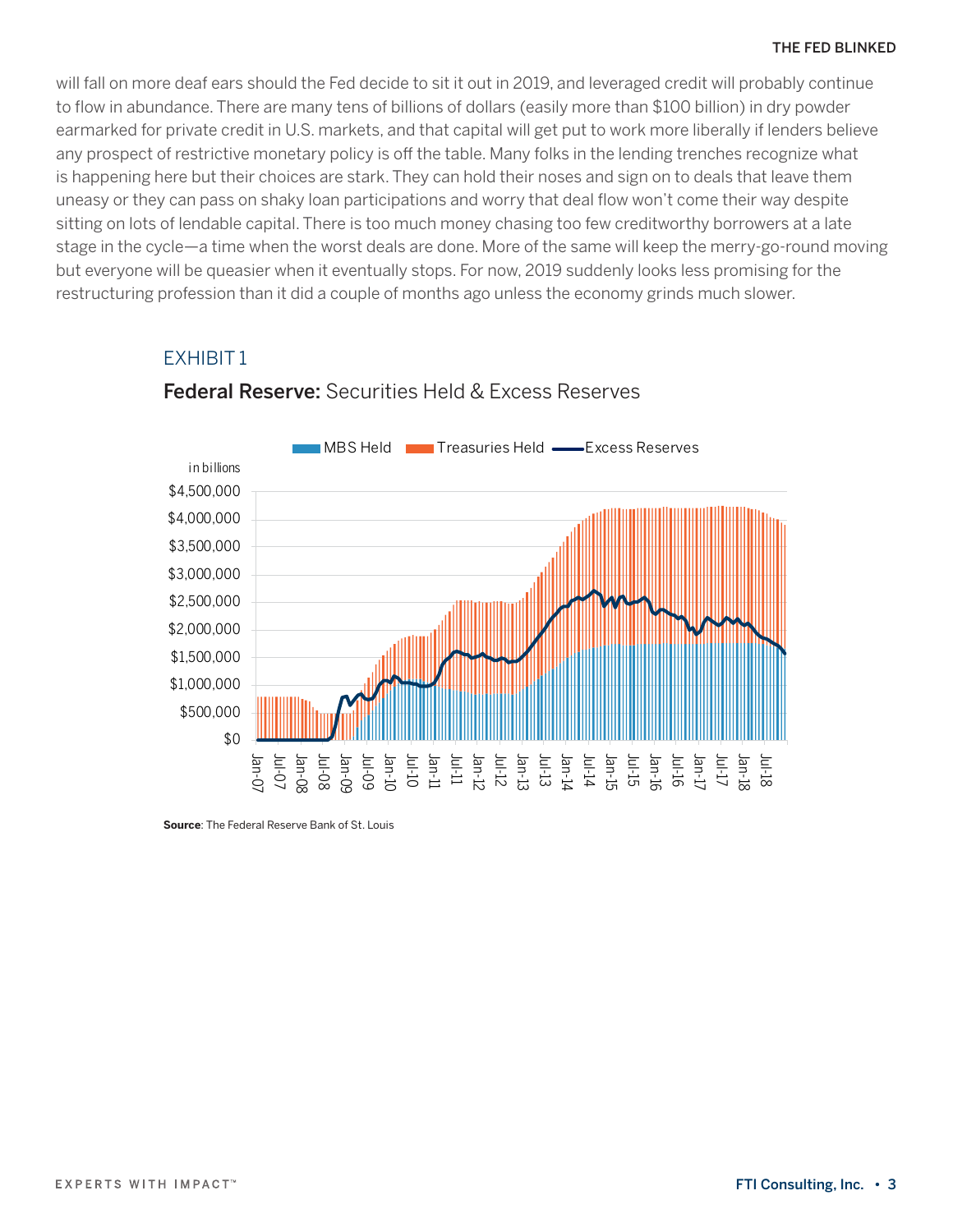will fall on more deaf ears should the Fed decide to sit it out in 2019, and leveraged credit will probably continue to flow in abundance. There are many tens of billions of dollars (easily more than $100 billion) in dry powder earmarked for private credit in U.S. markets, and that capital will get put to work more liberally if lenders believe any prospect of restrictive monetary policy is off the table. Many folks in the lending trenches recognize what is happening here but their choices are stark. They can hold their noses and sign on to deals that leave them uneasy or they can pass on shaky loan participations and worry that deal flow won't come their way despite sitting on lots of lendable capital. There is too much money chasing too few creditworthy borrowers at a late stage in the cycle—a time when the worst deals are done. More of the same will keep the merry-go-round moving but everyone will be queasier when it eventually stops. For now, 2019 suddenly looks less promising for the restructuring profession than it did a couple of months ago unless the economy grinds much slower.

EXHIBIT 1

**Federal Reserve:** Securities Held & Excess Reserves

**Source**: The Federal Reserve Bank of St. Louis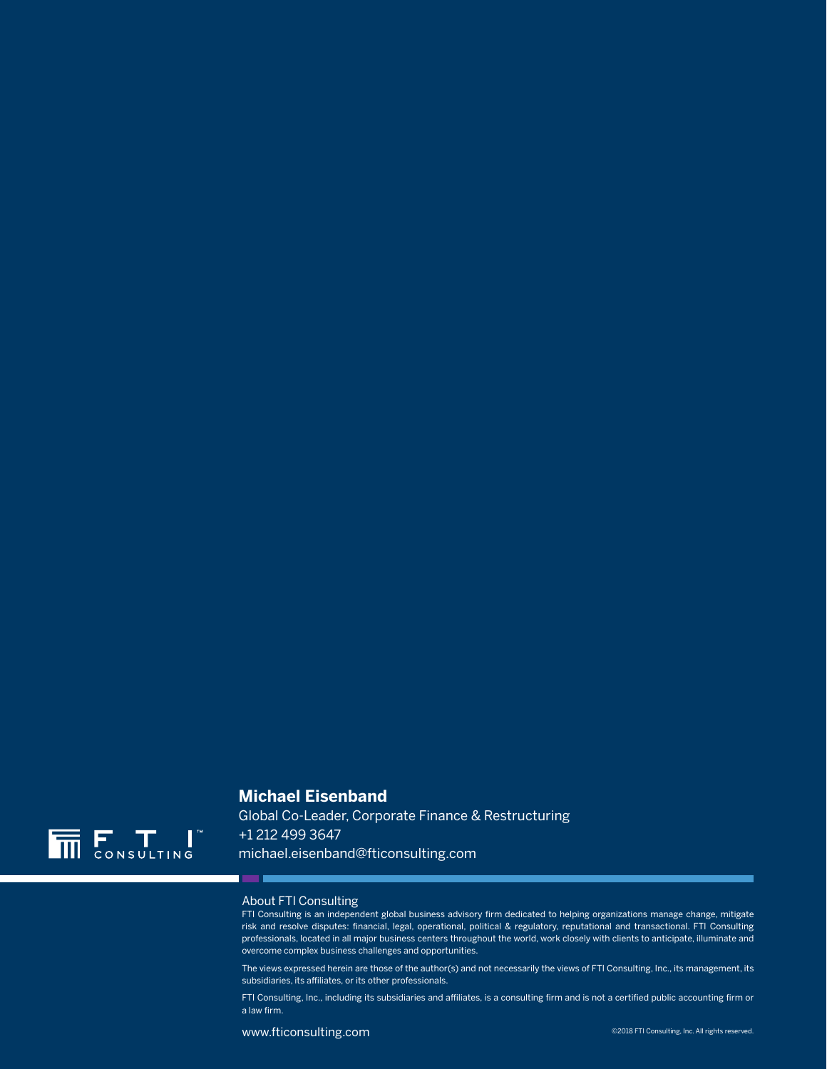**Michael Eisenband**

Global Co-Leader, Corporate Finance & Restructuring
+1 212 499 3647
michael.eisenband@fticonsulting.com

About FTI Consulting

FTI Consulting is an independent global business advisory firm dedicated to helping organizations manage change, mitigate risk and resolve disputes: financial, legal, operational, political & regulatory, reputational and transactional. FTI Consulting professionals, located in all major business centers throughout the world, work closely with clients to anticipate, illuminate and overcome complex business challenges and opportunities.

The views expressed herein are those of the author(s) and not necessarily the views of FTI Consulting, Inc., its management, its subsidiaries, its affiliates, or its other professionals.

FTI Consulting, Inc., including its subsidiaries and affiliates, is a consulting firm and is not a certified public accounting firm or a law firm.

www.fticonsulting.com

©2018 FTI Consulting, Inc. All rights reserved.